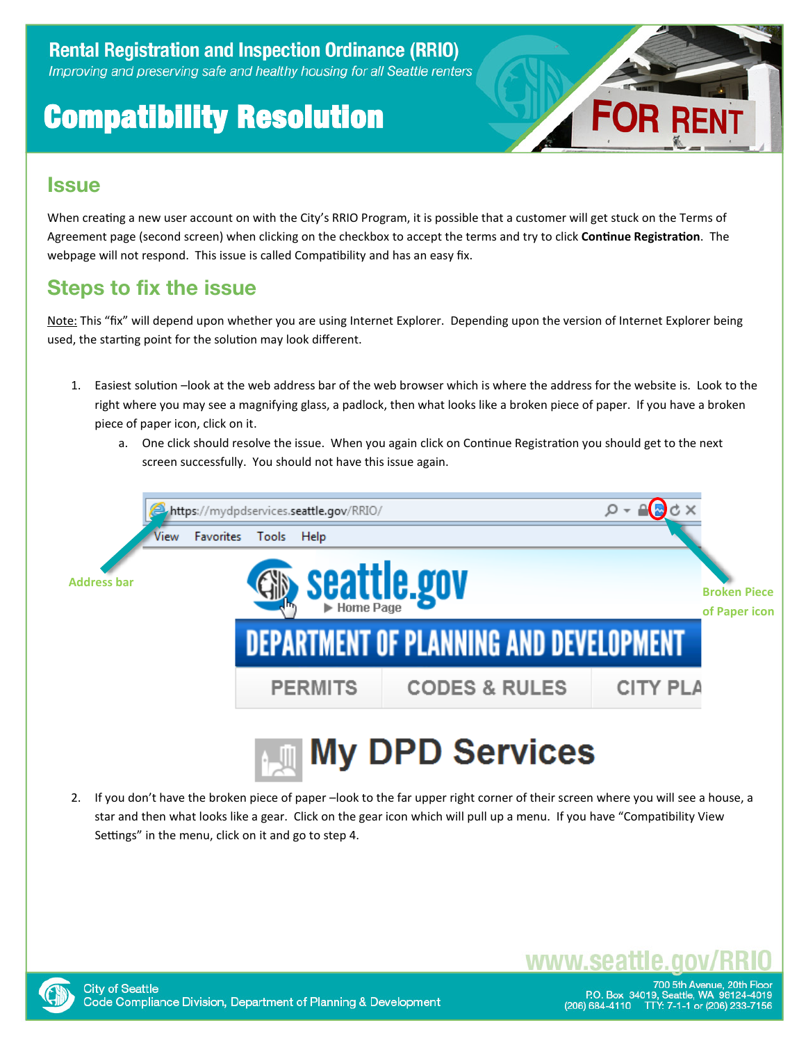# Rental Registration and Inspection Ordinance (RRIO)

*Improving and preserving safe and healthy housing for all Seattle renters*

# Compatibility Resolution

## Issue

When creating a new user account on with the City's RRIO Program, it is possible that a customer will get stuck on the Terms of Agreement page (second screen) when clicking on the checkbox to accept the terms and try to click **Continue Registration**. The webpage will not respond. This issue is called Compatibility and has an easy fix.

## Steps to fix the issue

Note: This "fix" will depend upon whether you are using Internet Explorer. Depending upon the version of Internet Explorer being used, the starting point for the solution may look different.

1. Easiest solution –look at the web address bar of the web browser which is where the address for the website is. Look to the right where you may see a magnifying glass, a padlock, then what looks like a broken piece of paper. If you have a broken piece of paper icon, click on it.
   a. One click should resolve the issue. When you again click on Continue Registration you should get to the next screen successfully. You should not have this issue again.

Address bar

Broken Piece of Paper icon

2. If you don't have the broken piece of paper –look to the far upper right corner of their screen where you will see a house, a star and then what looks like a gear. Click on the gear icon which will pull up a menu. If you have "Compatibility View Settings" in the menu, click on it and go to step 4.

www.seattle.gov/RRIO

City of Seattle
Code Compliance Division, Department of Planning & Development

700 5th Avenue, 20th Floor
P.O. Box 34019, Seattle, WA 98124-4019
(206) 684-4110 TTY: 7-1-1 or (206) 233-7156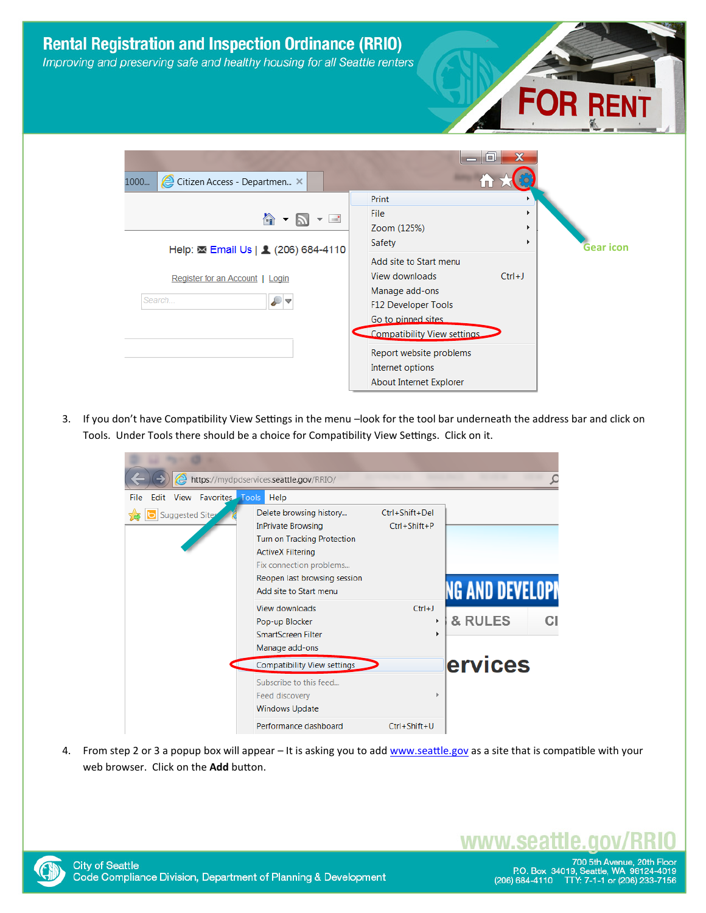3. If you don't have Compatibility View Settings in the menu –look for the tool bar underneath the address bar and click on Tools. Under Tools there should be a choice for Compatibility View Settings. Click on it.

4. From step 2 or 3 a popup box will appear – It is asking you to add www.seattle.gov as a site that is compatible with your web browser. Click on the **Add** button.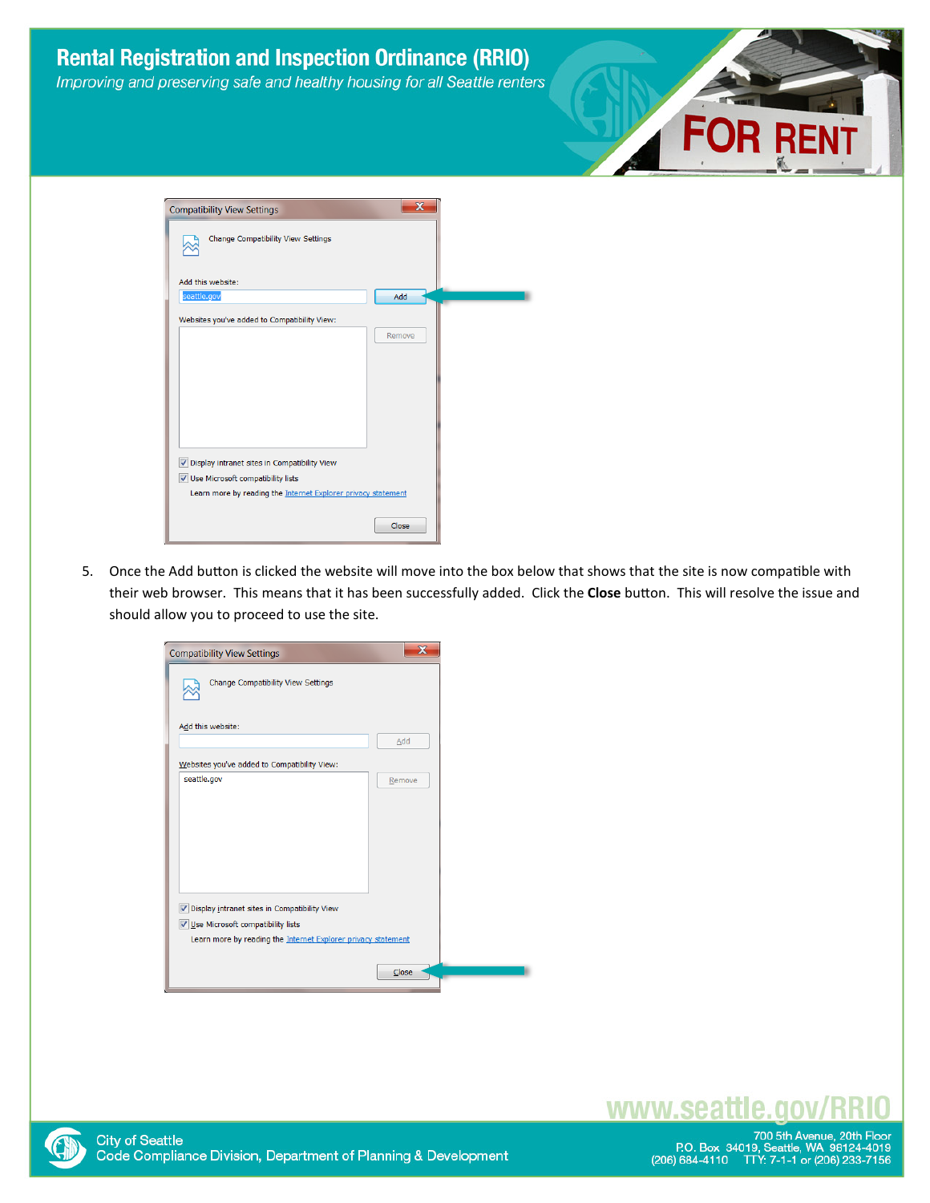5. Once the Add button is clicked the website will move into the box below that shows that the site is now compatible with their web browser. This means that it has been successfully added. Click the **Close** button. This will resolve the issue and should allow you to proceed to use the site.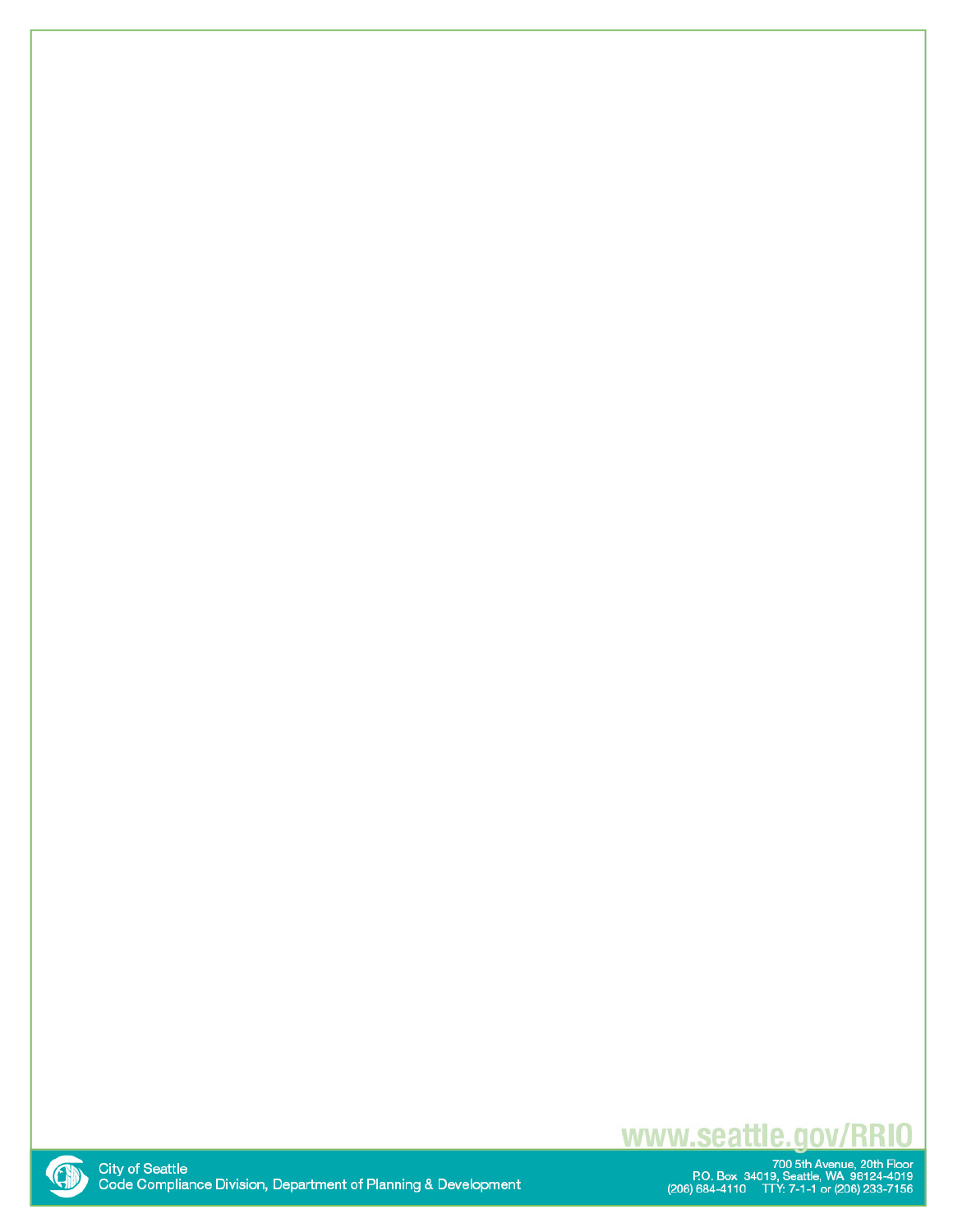www.seattle.gov/RRIO

City of Seattle
Code Compliance Division, Department of Planning & Development

700 5th Avenue, 20th Floor
P.O. Box 34019, Seattle, WA 98124-4019
(206) 684-4110 TTY: 7-1-1 or (206) 233-7156